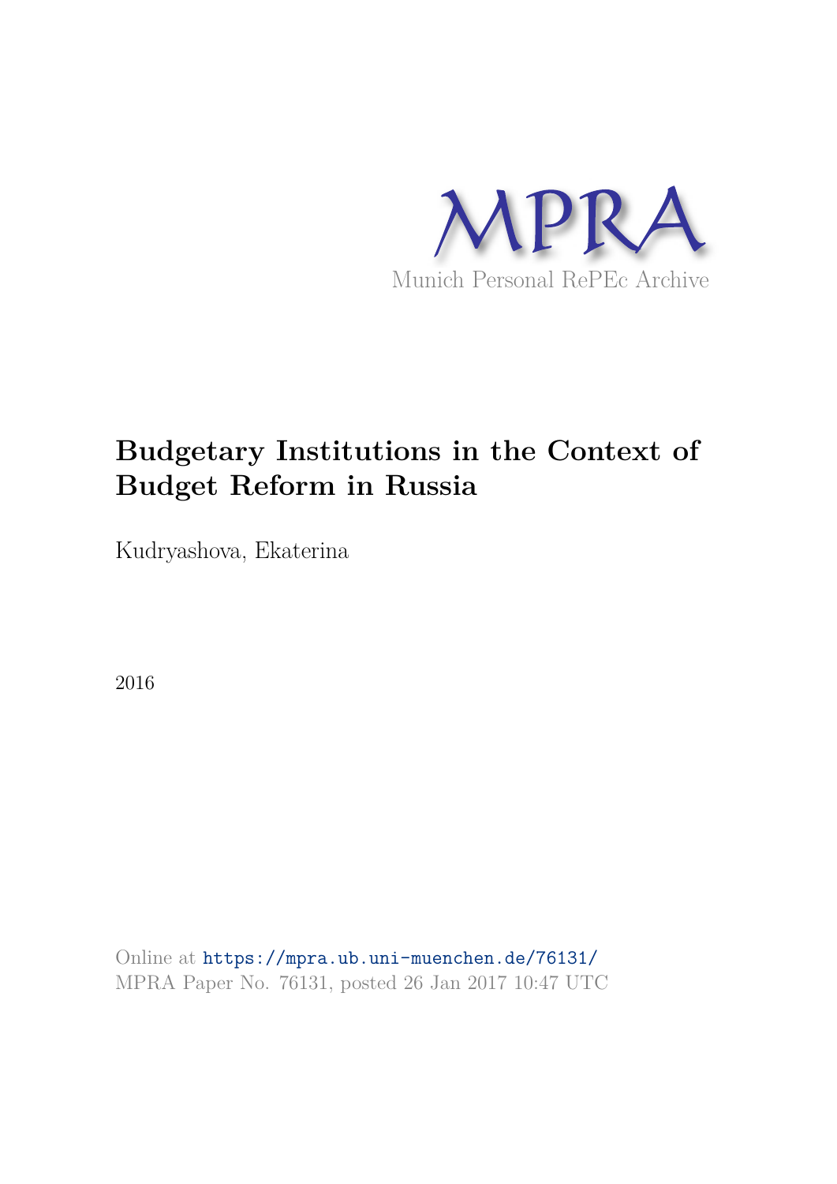MPRA

Munich Personal RePEc Archive

# Budgetary Institutions in the Context of Budget Reform in Russia

Kudryashova, Ekaterina

2016

Online at https://mpra.ub.uni-muenchen.de/76131/
MPRA Paper No. 76131, posted 26 Jan 2017 10:47 UTC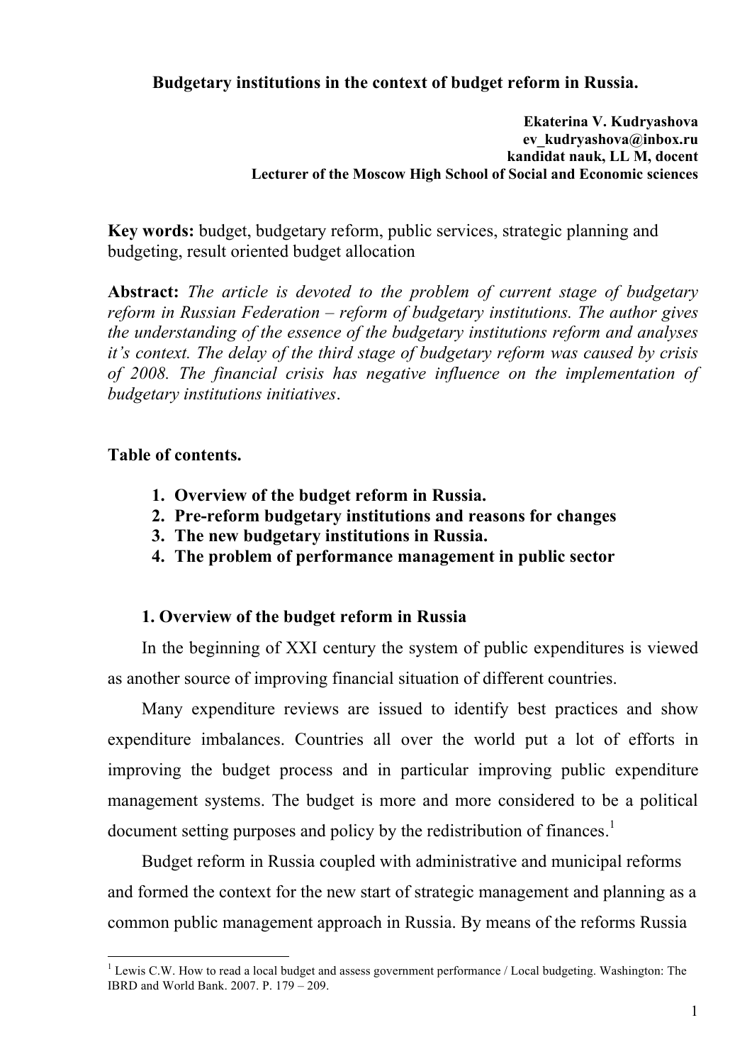**Budgetary institutions in the context of budget reform in Russia.**

**Ekaterina V. Kudryashova**
**ev_kudryashova@inbox.ru**
**kandidat nauk, LL M, docent**
**Lecturer of the Moscow High School of Social and Economic sciences**

**Key words:** budget, budgetary reform, public services, strategic planning and budgeting, result oriented budget allocation

**Abstract:** *The article is devoted to the problem of current stage of budgetary reform in Russian Federation – reform of budgetary institutions. The author gives the understanding of the essence of the budgetary institutions reform and analyses it's context. The delay of the third stage of budgetary reform was caused by crisis of 2008. The financial crisis has negative influence on the implementation of budgetary institutions initiatives*.

**Table of contents.**

1. **Overview of the budget reform in Russia.**
2. **Pre-reform budgetary institutions and reasons for changes**
3. **The new budgetary institutions in Russia.**
4. **The problem of performance management in public sector**

## 1. Overview of the budget reform in Russia

In the beginning of XXI century the system of public expenditures is viewed as another source of improving financial situation of different countries.

Many expenditure reviews are issued to identify best practices and show expenditure imbalances. Countries all over the world put a lot of efforts in improving the budget process and in particular improving public expenditure management systems. The budget is more and more considered to be a political document setting purposes and policy by the redistribution of finances.[1]

Budget reform in Russia coupled with administrative and municipal reforms and formed the context for the new start of strategic management and planning as a common public management approach in Russia. By means of the reforms Russia

[1] Lewis C.W. How to read a local budget and assess government performance / Local budgeting. Washington: The IBRD and World Bank. 2007. P. 179 – 209.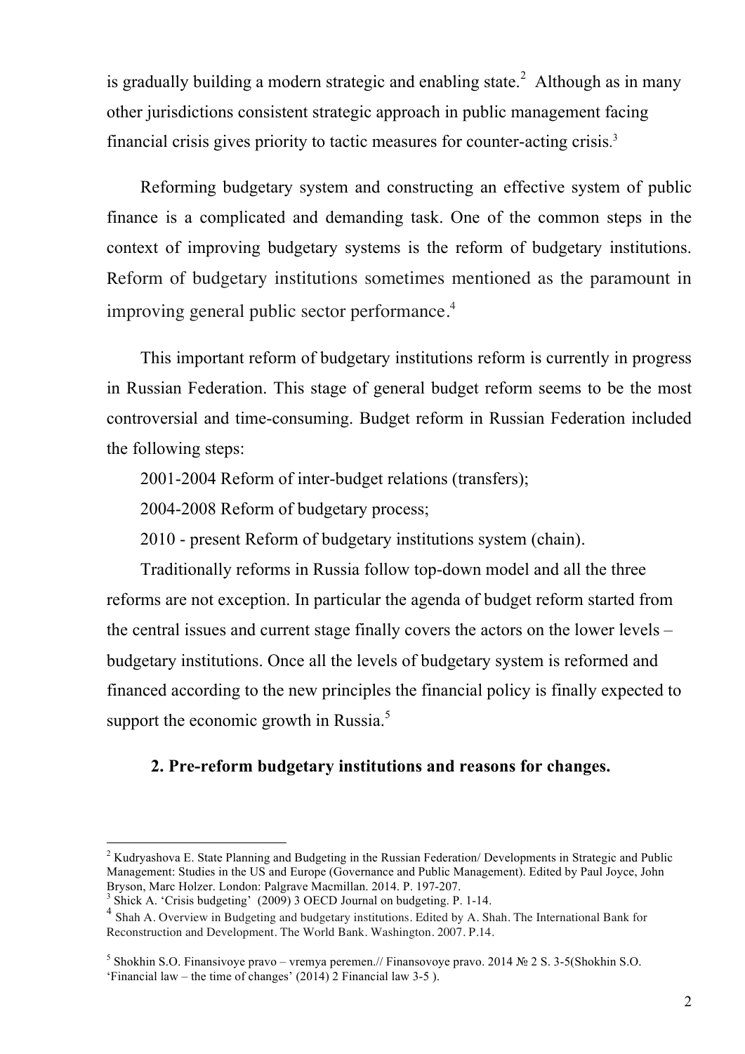is gradually building a modern strategic and enabling state.[2] Although as in many other jurisdictions consistent strategic approach in public management facing financial crisis gives priority to tactic measures for counter-acting crisis.[3]

Reforming budgetary system and constructing an effective system of public finance is a complicated and demanding task. One of the common steps in the context of improving budgetary systems is the reform of budgetary institutions. Reform of budgetary institutions sometimes mentioned as the paramount in improving general public sector performance.[4]

This important reform of budgetary institutions reform is currently in progress in Russian Federation. This stage of general budget reform seems to be the most controversial and time-consuming. Budget reform in Russian Federation included the following steps:

2001-2004 Reform of inter-budget relations (transfers);

2004-2008 Reform of budgetary process;

2010 - present Reform of budgetary institutions system (chain).

Traditionally reforms in Russia follow top-down model and all the three reforms are not exception. In particular the agenda of budget reform started from the central issues and current stage finally covers the actors on the lower levels – budgetary institutions. Once all the levels of budgetary system is reformed and financed according to the new principles the financial policy is finally expected to support the economic growth in Russia.[5]

## 2. Pre-reform budgetary institutions and reasons for changes.

---

[2] Kudryashova E. State Planning and Budgeting in the Russian Federation/ Developments in Strategic and Public Management: Studies in the US and Europe (Governance and Public Management). Edited by Paul Joyce, John Bryson, Marc Holzer. London: Palgrave Macmillan. 2014. P. 197-207.

[3] Shick A. 'Crisis budgeting' (2009) 3 OECD Journal on budgeting. P. 1-14.

[4] Shah A. Overview in Budgeting and budgetary institutions. Edited by A. Shah. The International Bank for Reconstruction and Development. The World Bank. Washington. 2007. P.14.

[5] Shokhin S.O. Finansivoye pravo – vremya peremen.// Finansovoye pravo. 2014 № 2 S. 3-5(Shokhin S.O. 'Financial law – the time of changes' (2014) 2 Financial law 3-5 ).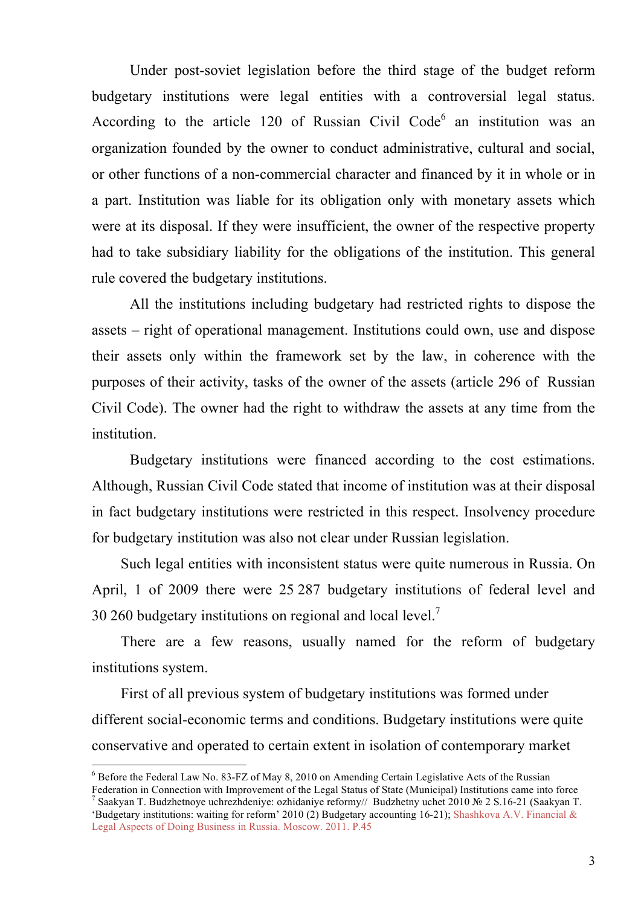Under post-soviet legislation before the third stage of the budget reform budgetary institutions were legal entities with a controversial legal status. According to the article 120 of Russian Civil Code[6] an institution was an organization founded by the owner to conduct administrative, cultural and social, or other functions of a non-commercial character and financed by it in whole or in a part. Institution was liable for its obligation only with monetary assets which were at its disposal. If they were insufficient, the owner of the respective property had to take subsidiary liability for the obligations of the institution. This general rule covered the budgetary institutions.

All the institutions including budgetary had restricted rights to dispose the assets – right of operational management. Institutions could own, use and dispose their assets only within the framework set by the law, in coherence with the purposes of their activity, tasks of the owner of the assets (article 296 of Russian Civil Code). The owner had the right to withdraw the assets at any time from the institution.

Budgetary institutions were financed according to the cost estimations. Although, Russian Civil Code stated that income of institution was at their disposal in fact budgetary institutions were restricted in this respect. Insolvency procedure for budgetary institution was also not clear under Russian legislation.

Such legal entities with inconsistent status were quite numerous in Russia. On April, 1 of 2009 there were 25 287 budgetary institutions of federal level and 30 260 budgetary institutions on regional and local level.[7]

There are a few reasons, usually named for the reform of budgetary institutions system.

First of all previous system of budgetary institutions was formed under different social-economic terms and conditions. Budgetary institutions were quite conservative and operated to certain extent in isolation of contemporary market

---

[6] Before the Federal Law No. 83-FZ of May 8, 2010 on Amending Certain Legislative Acts of the Russian Federation in Connection with Improvement of the Legal Status of State (Municipal) Institutions came into force

[7] Saakyan T. Budzhetnoye uchrezhdeniye: ozhidaniye reformy// Budzhetny uchet 2010 № 2 S.16-21 (Saakyan T. 'Budgetary institutions: waiting for reform' 2010 (2) Budgetary accounting 16-21); Shashkova A.V. Financial & Legal Aspects of Doing Business in Russia. Moscow. 2011. P.45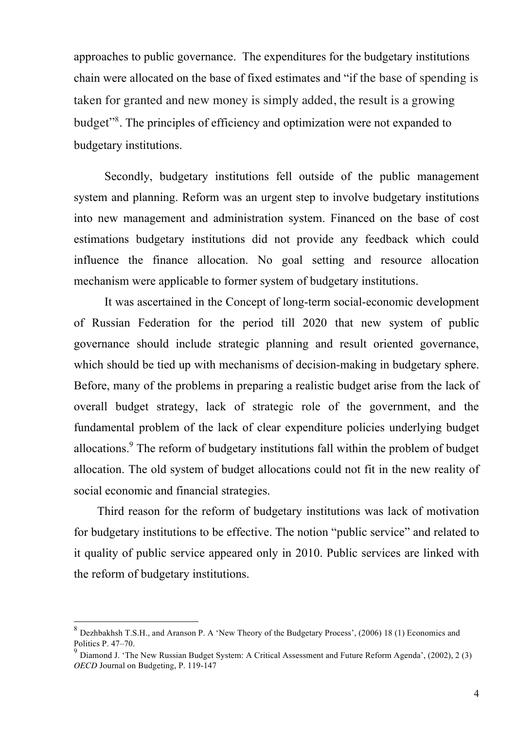approaches to public governance. The expenditures for the budgetary institutions chain were allocated on the base of fixed estimates and "if the base of spending is taken for granted and new money is simply added, the result is a growing budget"[8]. The principles of efficiency and optimization were not expanded to budgetary institutions.

Secondly, budgetary institutions fell outside of the public management system and planning. Reform was an urgent step to involve budgetary institutions into new management and administration system. Financed on the base of cost estimations budgetary institutions did not provide any feedback which could influence the finance allocation. No goal setting and resource allocation mechanism were applicable to former system of budgetary institutions.

It was ascertained in the Concept of long-term social-economic development of Russian Federation for the period till 2020 that new system of public governance should include strategic planning and result oriented governance, which should be tied up with mechanisms of decision-making in budgetary sphere. Before, many of the problems in preparing a realistic budget arise from the lack of overall budget strategy, lack of strategic role of the government, and the fundamental problem of the lack of clear expenditure policies underlying budget allocations.[9] The reform of budgetary institutions fall within the problem of budget allocation. The old system of budget allocations could not fit in the new reality of social economic and financial strategies.

Third reason for the reform of budgetary institutions was lack of motivation for budgetary institutions to be effective. The notion "public service" and related to it quality of public service appeared only in 2010. Public services are linked with the reform of budgetary institutions.

---

[8] Dezhbakhsh T.S.H., and Aranson P. A 'New Theory of the Budgetary Process', (2006) 18 (1) Economics and Politics P. 47–70.

[9] Diamond J. 'The New Russian Budget System: A Critical Assessment and Future Reform Agenda', (2002), 2 (3) *OECD* Journal on Budgeting, P. 119-147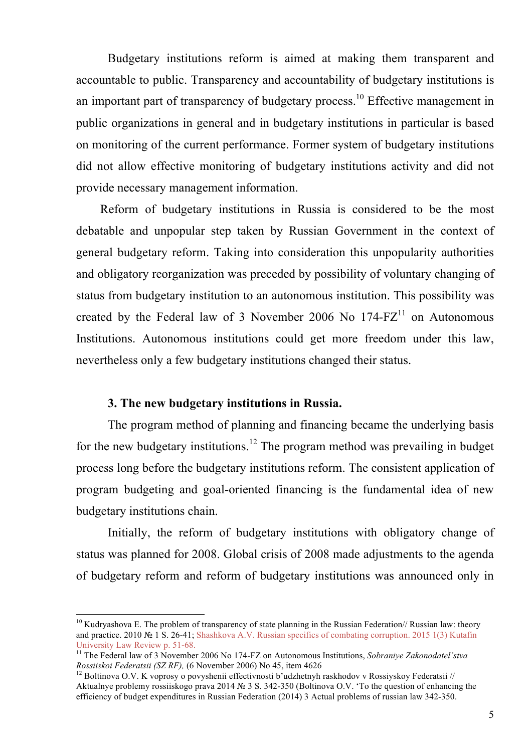Budgetary institutions reform is aimed at making them transparent and accountable to public. Transparency and accountability of budgetary institutions is an important part of transparency of budgetary process.[10] Effective management in public organizations in general and in budgetary institutions in particular is based on monitoring of the current performance. Former system of budgetary institutions did not allow effective monitoring of budgetary institutions activity and did not provide necessary management information.

Reform of budgetary institutions in Russia is considered to be the most debatable and unpopular step taken by Russian Government in the context of general budgetary reform. Taking into consideration this unpopularity authorities and obligatory reorganization was preceded by possibility of voluntary changing of status from budgetary institution to an autonomous institution. This possibility was created by the Federal law of 3 November 2006 No 174-FZ[11] on Autonomous Institutions. Autonomous institutions could get more freedom under this law, nevertheless only a few budgetary institutions changed their status.

### 3. The new budgetary institutions in Russia.

The program method of planning and financing became the underlying basis for the new budgetary institutions.[12] The program method was prevailing in budget process long before the budgetary institutions reform. The consistent application of program budgeting and goal-oriented financing is the fundamental idea of new budgetary institutions chain.

Initially, the reform of budgetary institutions with obligatory change of status was planned for 2008. Global crisis of 2008 made adjustments to the agenda of budgetary reform and reform of budgetary institutions was announced only in

---

[10] Kudryashova E. The problem of transparency of state planning in the Russian Federation// Russian law: theory and practice. 2010 № 1 S. 26-41; Shashkova A.V. Russian specifics of combating corruption. 2015 1(3) Kutafin University Law Review p. 51-68.

[11] The Federal law of 3 November 2006 No 174-FZ on Autonomous Institutions, *Sobraniye Zakonodatel'stva Rossiiskoi Federatsii (SZ RF),* (6 November 2006) No 45, item 4626

[12] Boltinova O.V. K voprosy o povyshenii effectivnosti b'udzhetnyh raskhodov v Rossiyskoy Federatsii // Aktualnye problemy rossiiskogo prava 2014 № 3 S. 342-350 (Boltinova O.V. 'To the question of enhancing the efficiency of budget expenditures in Russian Federation (2014) 3 Actual problems of russian law 342-350.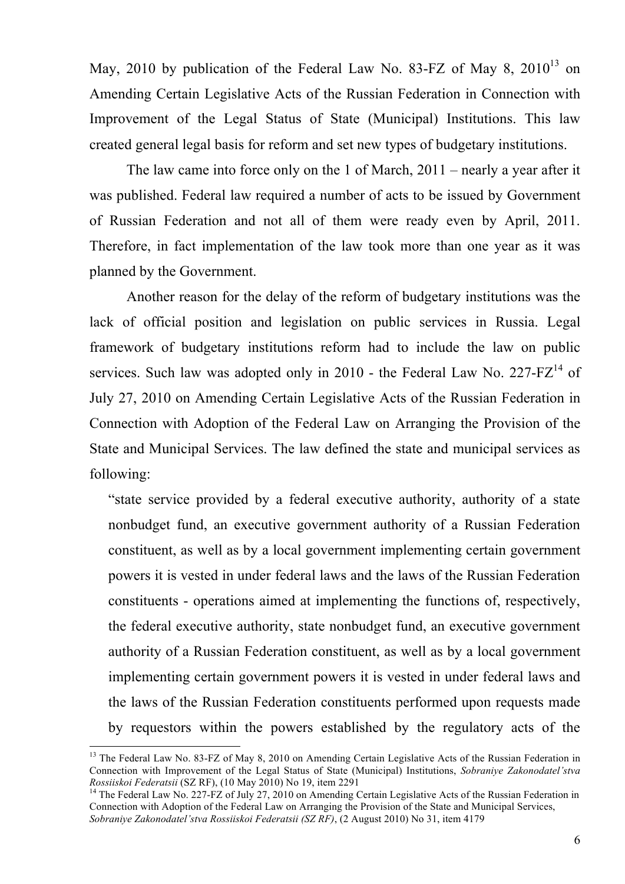May, 2010 by publication of the Federal Law No. 83-FZ of May 8, 2010[13] on Amending Certain Legislative Acts of the Russian Federation in Connection with Improvement of the Legal Status of State (Municipal) Institutions. This law created general legal basis for reform and set new types of budgetary institutions.

The law came into force only on the 1 of March, 2011 – nearly a year after it was published. Federal law required a number of acts to be issued by Government of Russian Federation and not all of them were ready even by April, 2011. Therefore, in fact implementation of the law took more than one year as it was planned by the Government.

Another reason for the delay of the reform of budgetary institutions was the lack of official position and legislation on public services in Russia. Legal framework of budgetary institutions reform had to include the law on public services. Such law was adopted only in 2010 - the Federal Law No. 227-FZ[14] of July 27, 2010 on Amending Certain Legislative Acts of the Russian Federation in Connection with Adoption of the Federal Law on Arranging the Provision of the State and Municipal Services. The law defined the state and municipal services as following:

> "state service provided by a federal executive authority, authority of a state nonbudget fund, an executive government authority of a Russian Federation constituent, as well as by a local government implementing certain government powers it is vested in under federal laws and the laws of the Russian Federation constituents - operations aimed at implementing the functions of, respectively, the federal executive authority, state nonbudget fund, an executive government authority of a Russian Federation constituent, as well as by a local government implementing certain government powers it is vested in under federal laws and the laws of the Russian Federation constituents performed upon requests made by requestors within the powers established by the regulatory acts of the

---

[13] The Federal Law No. 83-FZ of May 8, 2010 on Amending Certain Legislative Acts of the Russian Federation in Connection with Improvement of the Legal Status of State (Municipal) Institutions, *Sobraniye Zakonodatel'stva Rossiiskoi Federatsii* (SZ RF), (10 May 2010) No 19, item 2291

[14] The Federal Law No. 227-FZ of July 27, 2010 on Amending Certain Legislative Acts of the Russian Federation in Connection with Adoption of the Federal Law on Arranging the Provision of the State and Municipal Services, *Sobraniye Zakonodatel'stva Rossiiskoi Federatsii (SZ RF)*, (2 August 2010) No 31, item 4179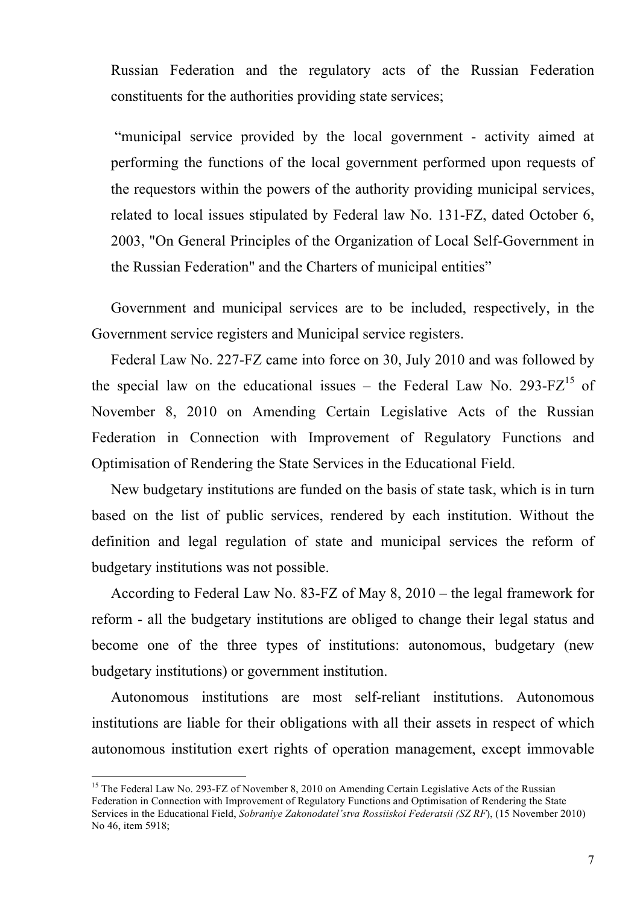Russian Federation and the regulatory acts of the Russian Federation constituents for the authorities providing state services;

"municipal service provided by the local government - activity aimed at performing the functions of the local government performed upon requests of the requestors within the powers of the authority providing municipal services, related to local issues stipulated by Federal law No. 131-FZ, dated October 6, 2003, "On General Principles of the Organization of Local Self-Government in the Russian Federation" and the Charters of municipal entities"

Government and municipal services are to be included, respectively, in the Government service registers and Municipal service registers.

Federal Law No. 227-FZ came into force on 30, July 2010 and was followed by the special law on the educational issues – the Federal Law No. 293-FZ[15] of November 8, 2010 on Amending Certain Legislative Acts of the Russian Federation in Connection with Improvement of Regulatory Functions and Optimisation of Rendering the State Services in the Educational Field.

New budgetary institutions are funded on the basis of state task, which is in turn based on the list of public services, rendered by each institution. Without the definition and legal regulation of state and municipal services the reform of budgetary institutions was not possible.

According to Federal Law No. 83-FZ of May 8, 2010 – the legal framework for reform - all the budgetary institutions are obliged to change their legal status and become one of the three types of institutions: autonomous, budgetary (new budgetary institutions) or government institution.

Autonomous institutions are most self-reliant institutions. Autonomous institutions are liable for their obligations with all their assets in respect of which autonomous institution exert rights of operation management, except immovable

---

[15] The Federal Law No. 293-FZ of November 8, 2010 on Amending Certain Legislative Acts of the Russian Federation in Connection with Improvement of Regulatory Functions and Optimisation of Rendering the State Services in the Educational Field, *Sobraniye Zakonodatel'stva Rossiiskoi Federatsii (SZ RF)*, (15 November 2010) No 46, item 5918;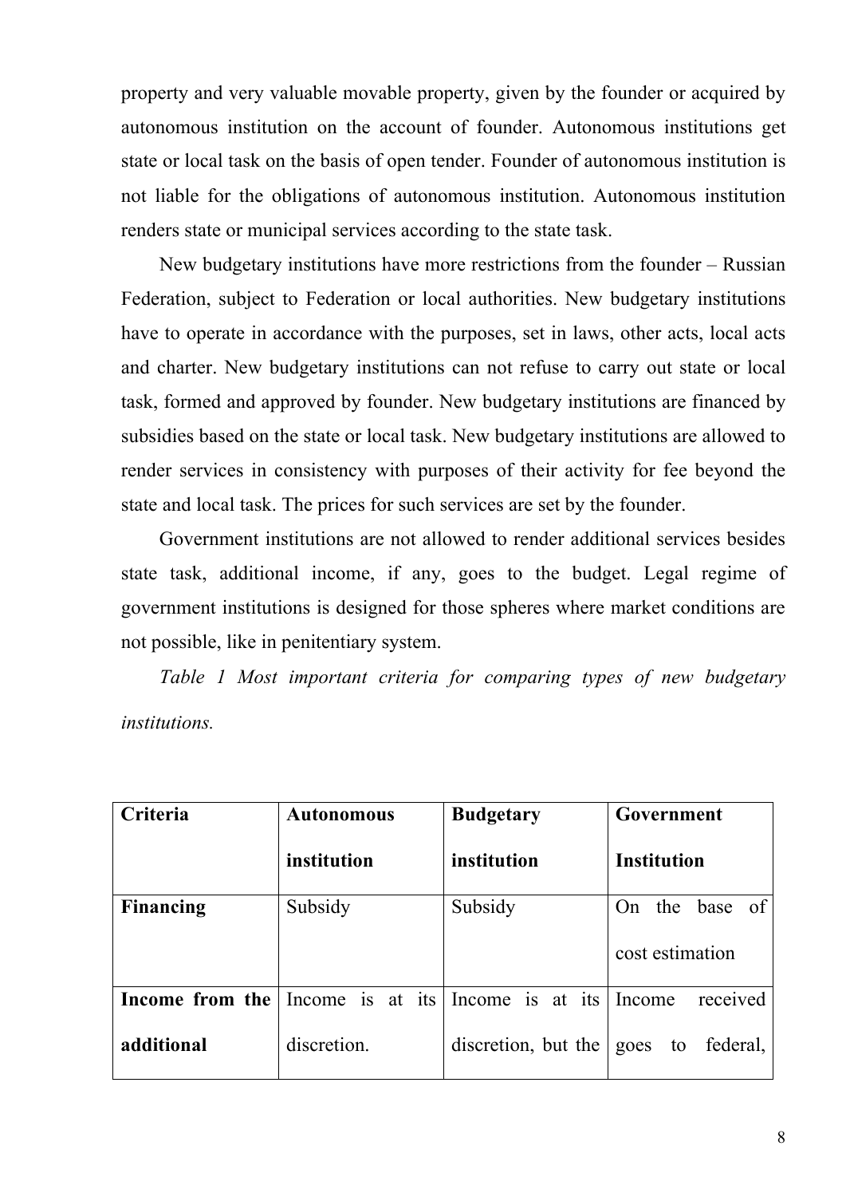property and very valuable movable property, given by the founder or acquired by autonomous institution on the account of founder. Autonomous institutions get state or local task on the basis of open tender. Founder of autonomous institution is not liable for the obligations of autonomous institution. Autonomous institution renders state or municipal services according to the state task.

New budgetary institutions have more restrictions from the founder – Russian Federation, subject to Federation or local authorities. New budgetary institutions have to operate in accordance with the purposes, set in laws, other acts, local acts and charter. New budgetary institutions can not refuse to carry out state or local task, formed and approved by founder. New budgetary institutions are financed by subsidies based on the state or local task. New budgetary institutions are allowed to render services in consistency with purposes of their activity for fee beyond the state and local task. The prices for such services are set by the founder.

Government institutions are not allowed to render additional services besides state task, additional income, if any, goes to the budget. Legal regime of government institutions is designed for those spheres where market conditions are not possible, like in penitentiary system.

*Table 1 Most important criteria for comparing types of new budgetary institutions.*

| Criteria | Autonomous institution | Budgetary institution | Government Institution |
|---|---|---|---|
| **Financing** | Subsidy | Subsidy | On the base of cost estimation |
| **Income from the additional** | Income is at its discretion. | Income is at its discretion, but the | Income received goes to federal, |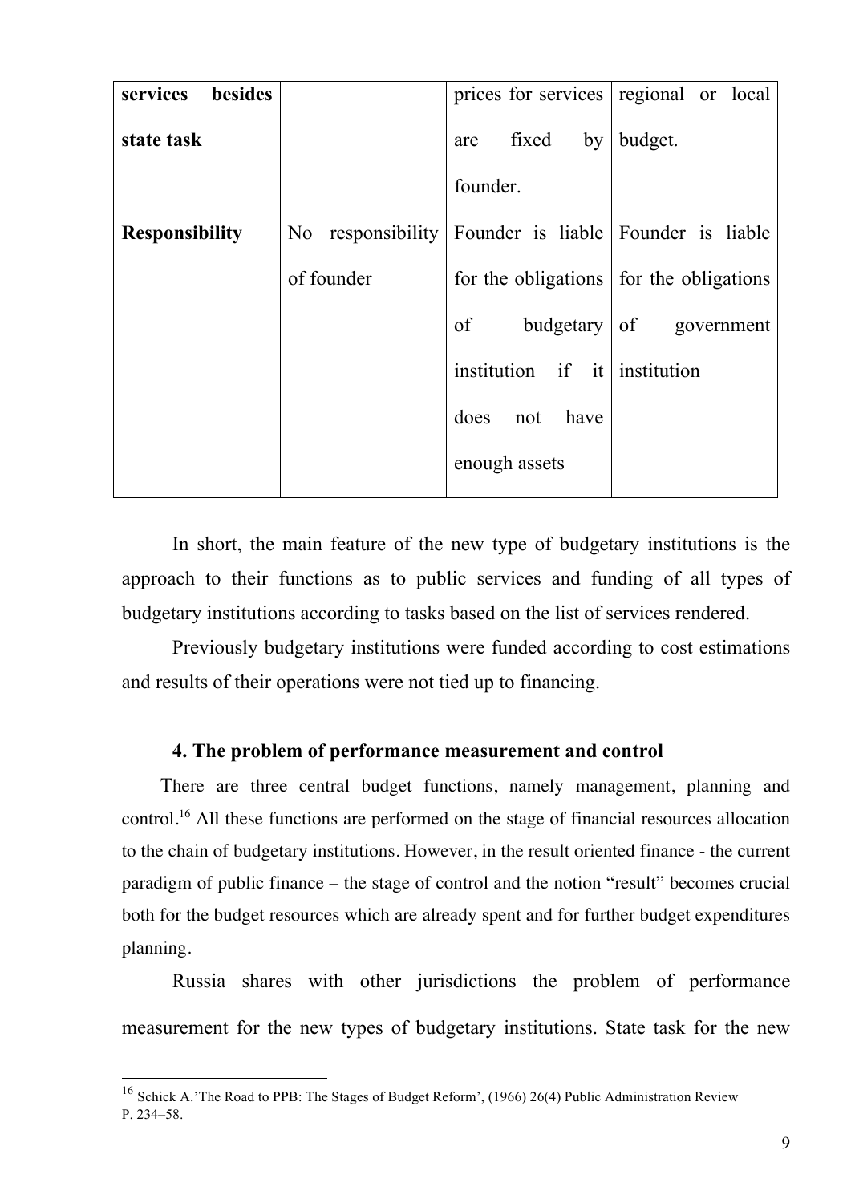| **services besides state task** | | prices for services are fixed by founder. | regional or local budget. |
|---|---|---|---|
| **Responsibility** | No responsibility of founder | Founder is liable for the obligations of budgetary institution if it does not have enough assets | Founder is liable for the obligations of government institution |

In short, the main feature of the new type of budgetary institutions is the approach to their functions as to public services and funding of all types of budgetary institutions according to tasks based on the list of services rendered.

Previously budgetary institutions were funded according to cost estimations and results of their operations were not tied up to financing.

### 4. The problem of performance measurement and control

There are three central budget functions, namely management, planning and control.[16] All these functions are performed on the stage of financial resources allocation to the chain of budgetary institutions. However, in the result oriented finance - the current paradigm of public finance – the stage of control and the notion "result" becomes crucial both for the budget resources which are already spent and for further budget expenditures planning.

Russia shares with other jurisdictions the problem of performance measurement for the new types of budgetary institutions. State task for the new

[16] Schick A.'The Road to PPB: The Stages of Budget Reform', (1966) 26(4) Public Administration Review P. 234–58.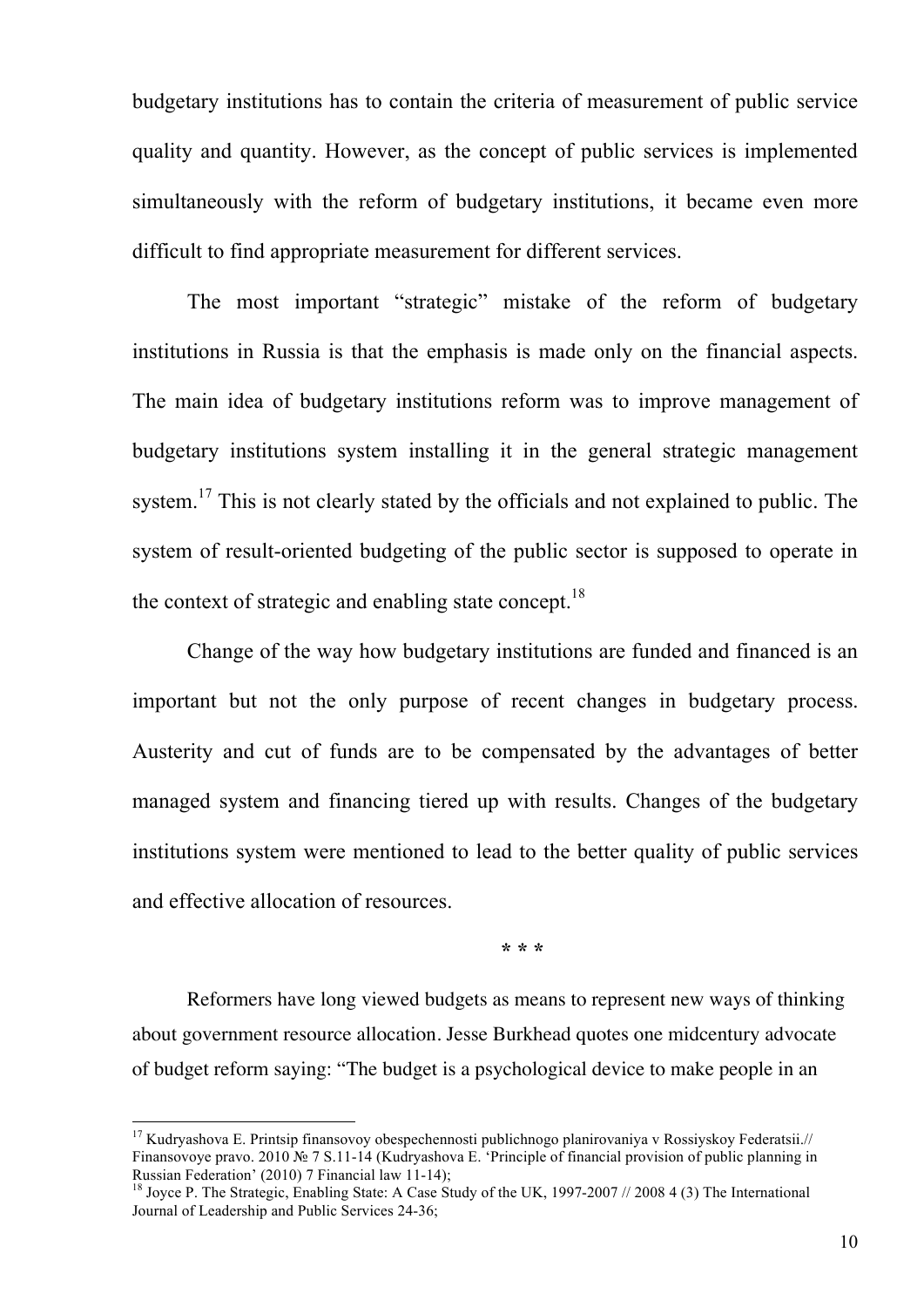budgetary institutions has to contain the criteria of measurement of public service quality and quantity. However, as the concept of public services is implemented simultaneously with the reform of budgetary institutions, it became even more difficult to find appropriate measurement for different services.

The most important "strategic" mistake of the reform of budgetary institutions in Russia is that the emphasis is made only on the financial aspects. The main idea of budgetary institutions reform was to improve management of budgetary institutions system installing it in the general strategic management system.[17] This is not clearly stated by the officials and not explained to public. The system of result-oriented budgeting of the public sector is supposed to operate in the context of strategic and enabling state concept.[18]

Change of the way how budgetary institutions are funded and financed is an important but not the only purpose of recent changes in budgetary process. Austerity and cut of funds are to be compensated by the advantages of better managed system and financing tiered up with results. Changes of the budgetary institutions system were mentioned to lead to the better quality of public services and effective allocation of resources.

\* \* \*

Reformers have long viewed budgets as means to represent new ways of thinking about government resource allocation. Jesse Burkhead quotes one midcentury advocate of budget reform saying: "The budget is a psychological device to make people in an

---

[17] Kudryashova E. Printsip finansovoy obespechennosti publichnogo planirovaniya v Rossiyskoy Federatsii.// Finansovoye pravo. 2010 № 7 S.11-14 (Kudryashova E. 'Principle of financial provision of public planning in Russian Federation' (2010) 7 Financial law 11-14);

[18] Joyce P. The Strategic, Enabling State: A Case Study of the UK, 1997-2007 // 2008 4 (3) The International Journal of Leadership and Public Services 24-36;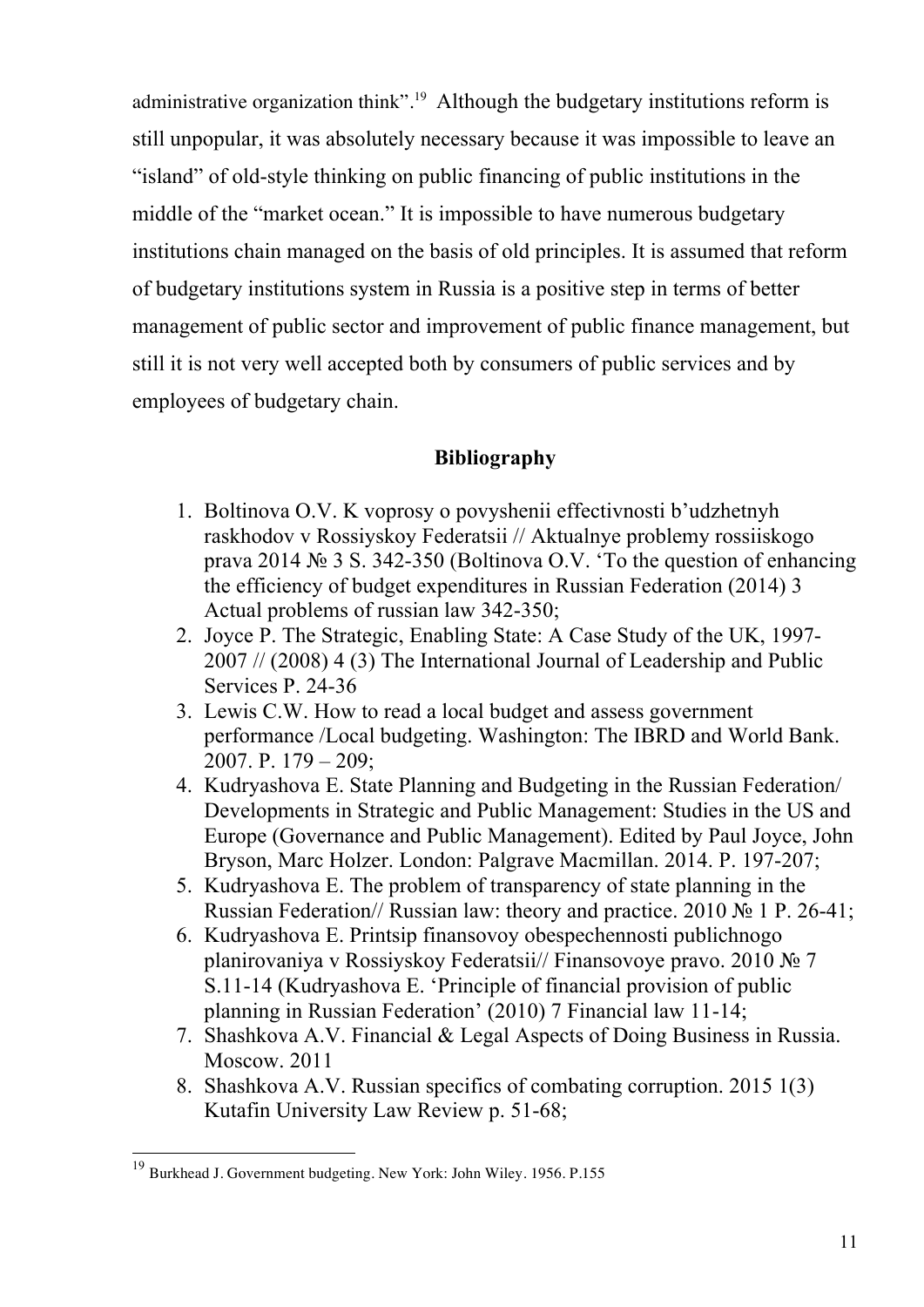administrative organization think".[19] Although the budgetary institutions reform is still unpopular, it was absolutely necessary because it was impossible to leave an "island" of old-style thinking on public financing of public institutions in the middle of the "market ocean." It is impossible to have numerous budgetary institutions chain managed on the basis of old principles. It is assumed that reform of budgetary institutions system in Russia is a positive step in terms of better management of public sector and improvement of public finance management, but still it is not very well accepted both by consumers of public services and by employees of budgetary chain.

## Bibliography

1. Boltinova O.V. K voprosy o povyshenii effectivnosti b'udzhetnyh raskhodov v Rossiyskoy Federatsii // Aktualnye problemy rossiiskogo prava 2014 № 3 S. 342-350 (Boltinova O.V. 'To the question of enhancing the efficiency of budget expenditures in Russian Federation (2014) 3 Actual problems of russian law 342-350;
2. Joyce P. The Strategic, Enabling State: A Case Study of the UK, 1997-2007 // (2008) 4 (3) The International Journal of Leadership and Public Services P. 24-36
3. Lewis C.W. How to read a local budget and assess government performance /Local budgeting. Washington: The IBRD and World Bank. 2007. P. 179 – 209;
4. Kudryashova E. State Planning and Budgeting in the Russian Federation/ Developments in Strategic and Public Management: Studies in the US and Europe (Governance and Public Management). Edited by Paul Joyce, John Bryson, Marc Holzer. London: Palgrave Macmillan. 2014. P. 197-207;
5. Kudryashova E. The problem of transparency of state planning in the Russian Federation// Russian law: theory and practice. 2010 № 1 P. 26-41;
6. Kudryashova E. Printsip finansovoy obespechennosti publichnogo planirovaniya v Rossiyskoy Federatsii// Finansovoye pravo. 2010 № 7 S.11-14 (Kudryashova E. 'Principle of financial provision of public planning in Russian Federation' (2010) 7 Financial law 11-14;
7. Shashkova A.V. Financial & Legal Aspects of Doing Business in Russia. Moscow. 2011
8. Shashkova A.V. Russian specifics of combating corruption. 2015 1(3) Kutafin University Law Review p. 51-68;

[19] Burkhead J. Government budgeting. New York: John Wiley. 1956. P.155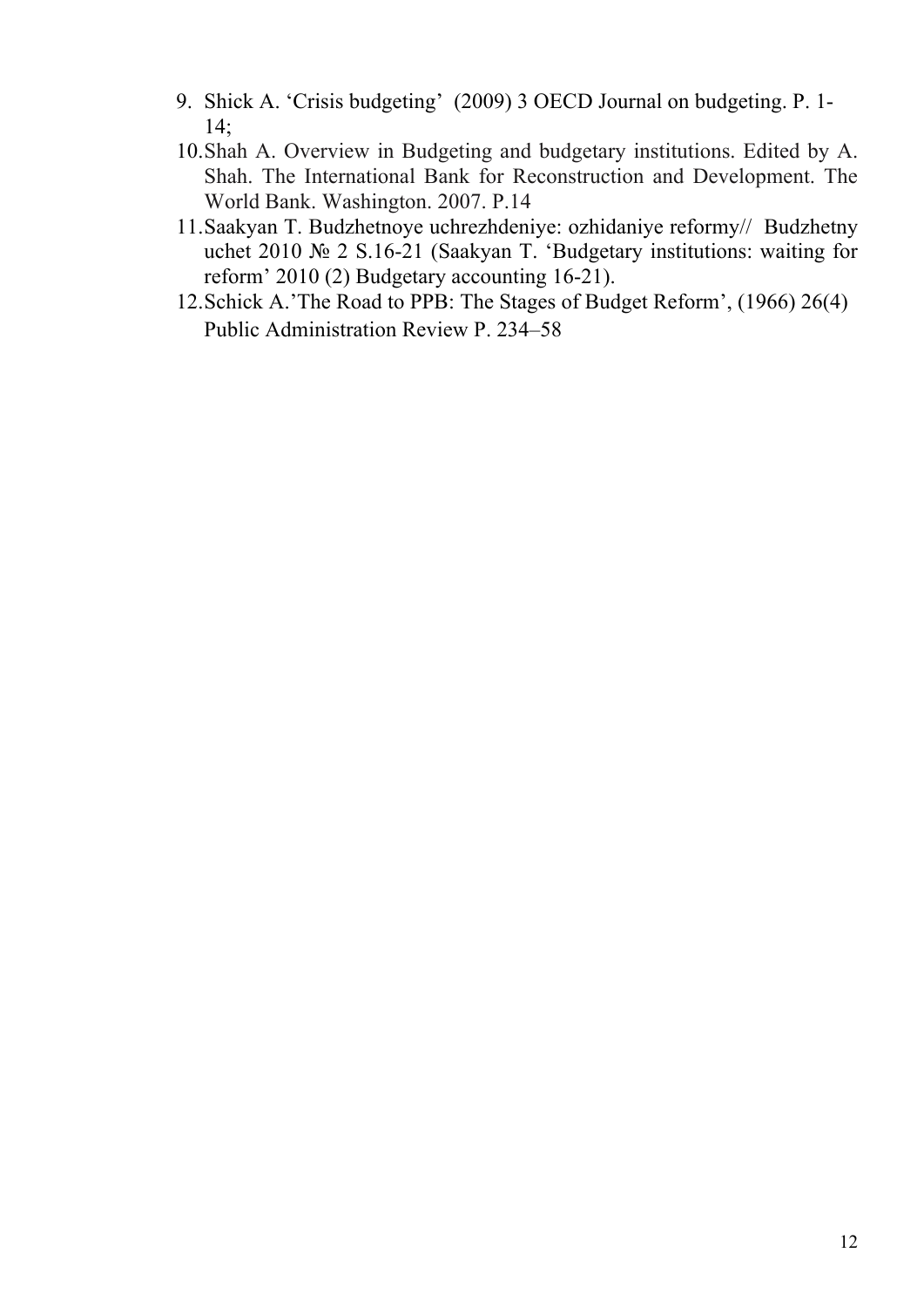9. Shick A. 'Crisis budgeting' (2009) 3 OECD Journal on budgeting. P. 1-14;
10. Shah A. Overview in Budgeting and budgetary institutions. Edited by A. Shah. The International Bank for Reconstruction and Development. The World Bank. Washington. 2007. P.14
11. Saakyan T. Budzhetnoye uchrezhdeniye: ozhidaniye reformy// Budzhetny uchet 2010 № 2 S.16-21 (Saakyan T. 'Budgetary institutions: waiting for reform' 2010 (2) Budgetary accounting 16-21).
12. Schick A.'The Road to PPB: The Stages of Budget Reform', (1966) 26(4) Public Administration Review P. 234–58